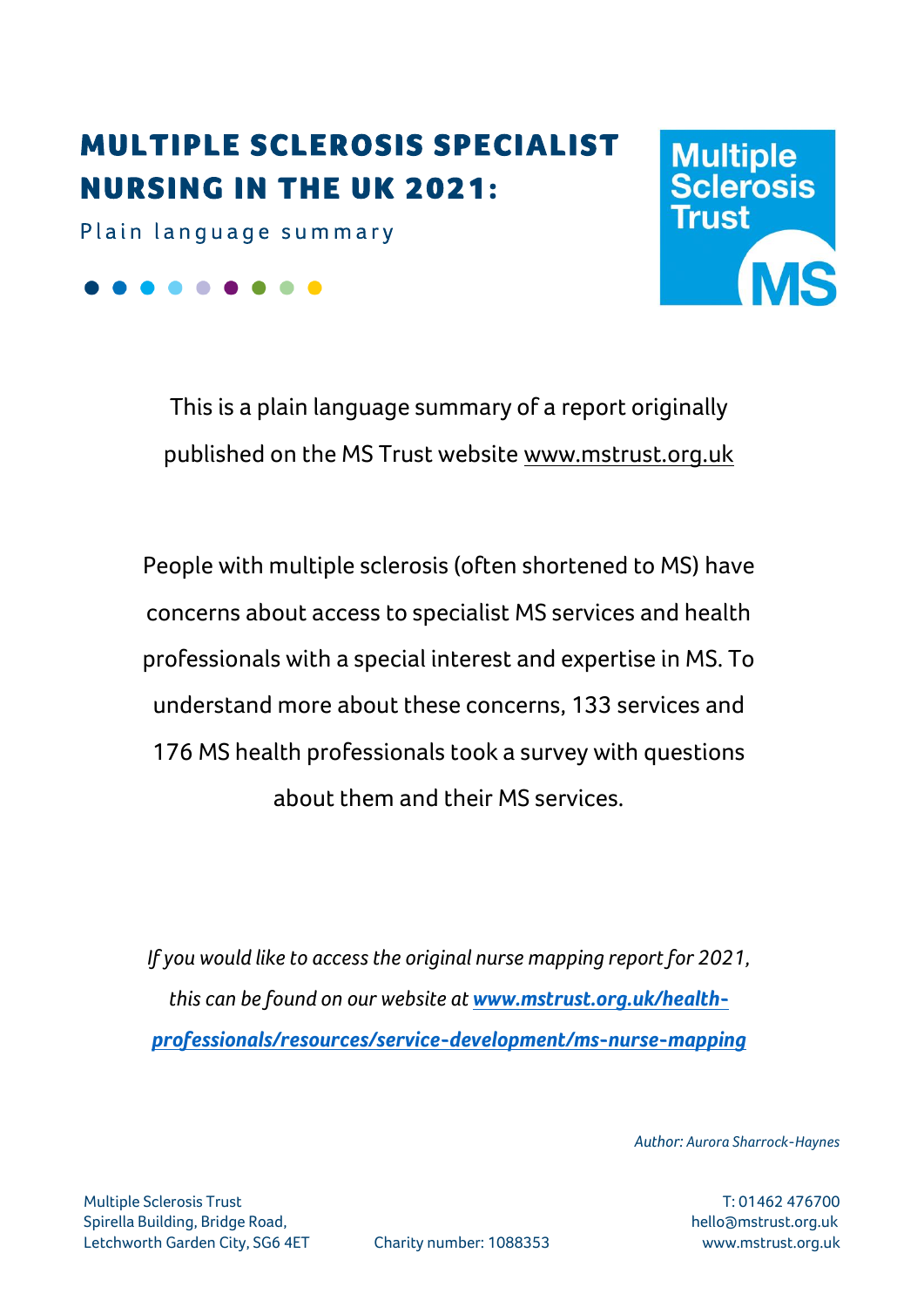# MULTIPLE SCLEROSIS SPECIALIST NURSING IN THE UK 2021:

Plain language summary

This is a plain language summary of a report originally published on the MS Trust website www.mstrust.org.uk

People with multiple sclerosis (often shortened to MS) have concerns about access to specialist MS services and health professionals with a special interest and expertise in MS. To understand more about these concerns, 133 services and 176 MS health professionals took a survey with questions about them and their MS services.

*If you would like to access the original nurse mapping report for 2021, this can be found on our website at* ***www.mstrust.org.uk/health-professionals/resources/service-development/ms-nurse-mapping***

*Author: Aurora Sharrock-Haynes*

Multiple Sclerosis Trust
Spirella Building, Bridge Road,
Letchworth Garden City, SG6 4ET

Charity number: 1088353

T: 01462 476700
hello@mstrust.org.uk
www.mstrust.org.uk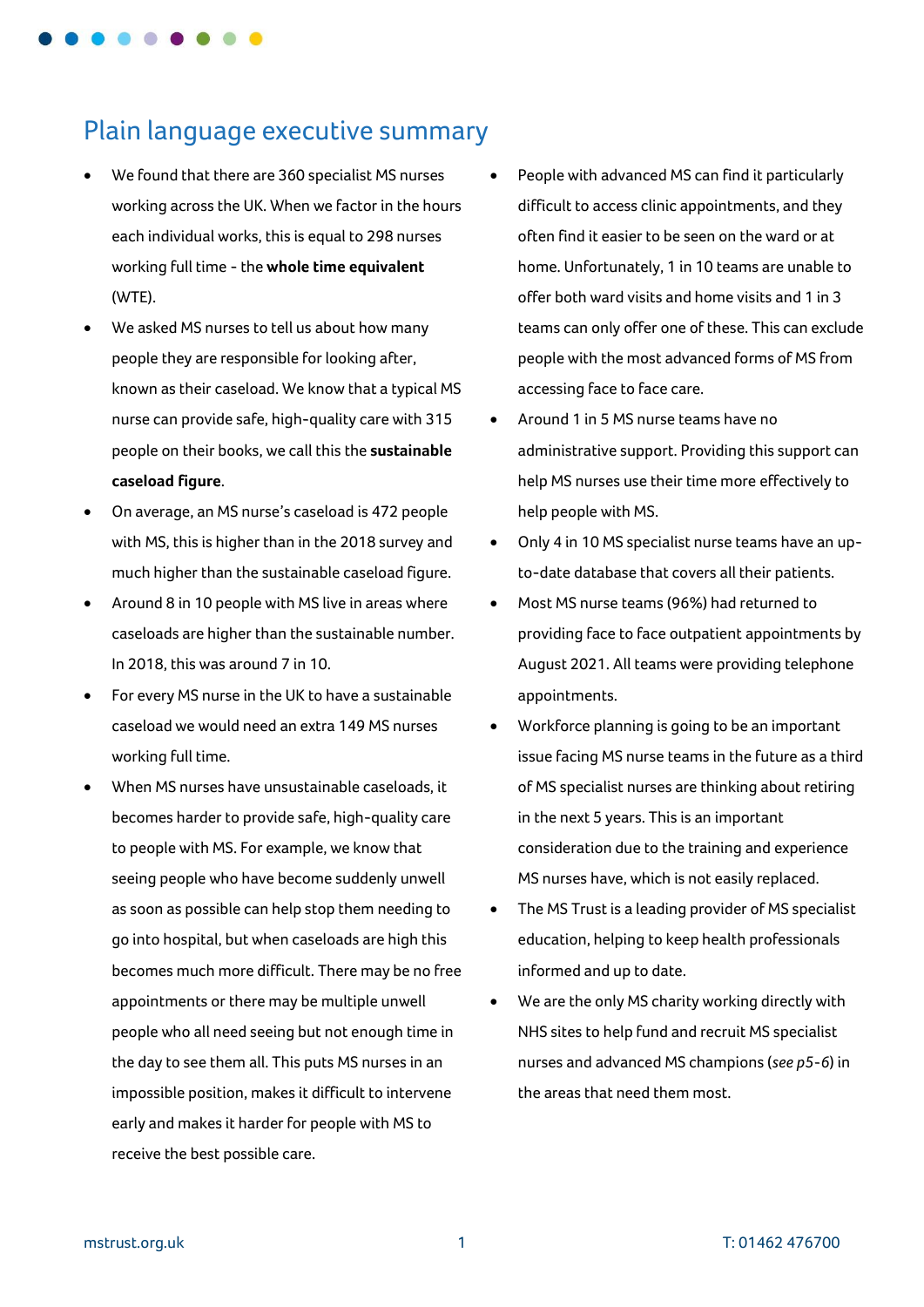## Plain language executive summary

- We found that there are 360 specialist MS nurses working across the UK. When we factor in the hours each individual works, this is equal to 298 nurses working full time - the **whole time equivalent** (WTE).
- We asked MS nurses to tell us about how many people they are responsible for looking after, known as their caseload. We know that a typical MS nurse can provide safe, high-quality care with 315 people on their books, we call this the **sustainable caseload figure**.
- On average, an MS nurse's caseload is 472 people with MS, this is higher than in the 2018 survey and much higher than the sustainable caseload figure.
- Around 8 in 10 people with MS live in areas where caseloads are higher than the sustainable number. In 2018, this was around 7 in 10.
- For every MS nurse in the UK to have a sustainable caseload we would need an extra 149 MS nurses working full time.
- When MS nurses have unsustainable caseloads, it becomes harder to provide safe, high-quality care to people with MS. For example, we know that seeing people who have become suddenly unwell as soon as possible can help stop them needing to go into hospital, but when caseloads are high this becomes much more difficult. There may be no free appointments or there may be multiple unwell people who all need seeing but not enough time in the day to see them all. This puts MS nurses in an impossible position, makes it difficult to intervene early and makes it harder for people with MS to receive the best possible care.
- People with advanced MS can find it particularly difficult to access clinic appointments, and they often find it easier to be seen on the ward or at home. Unfortunately, 1 in 10 teams are unable to offer both ward visits and home visits and 1 in 3 teams can only offer one of these. This can exclude people with the most advanced forms of MS from accessing face to face care.
- Around 1 in 5 MS nurse teams have no administrative support. Providing this support can help MS nurses use their time more effectively to help people with MS.
- Only 4 in 10 MS specialist nurse teams have an up-to-date database that covers all their patients.
- Most MS nurse teams (96%) had returned to providing face to face outpatient appointments by August 2021. All teams were providing telephone appointments.
- Workforce planning is going to be an important issue facing MS nurse teams in the future as a third of MS specialist nurses are thinking about retiring in the next 5 years. This is an important consideration due to the training and experience MS nurses have, which is not easily replaced.
- The MS Trust is a leading provider of MS specialist education, helping to keep health professionals informed and up to date.
- We are the only MS charity working directly with NHS sites to help fund and recruit MS specialist nurses and advanced MS champions (*see p5-6*) in the areas that need them most.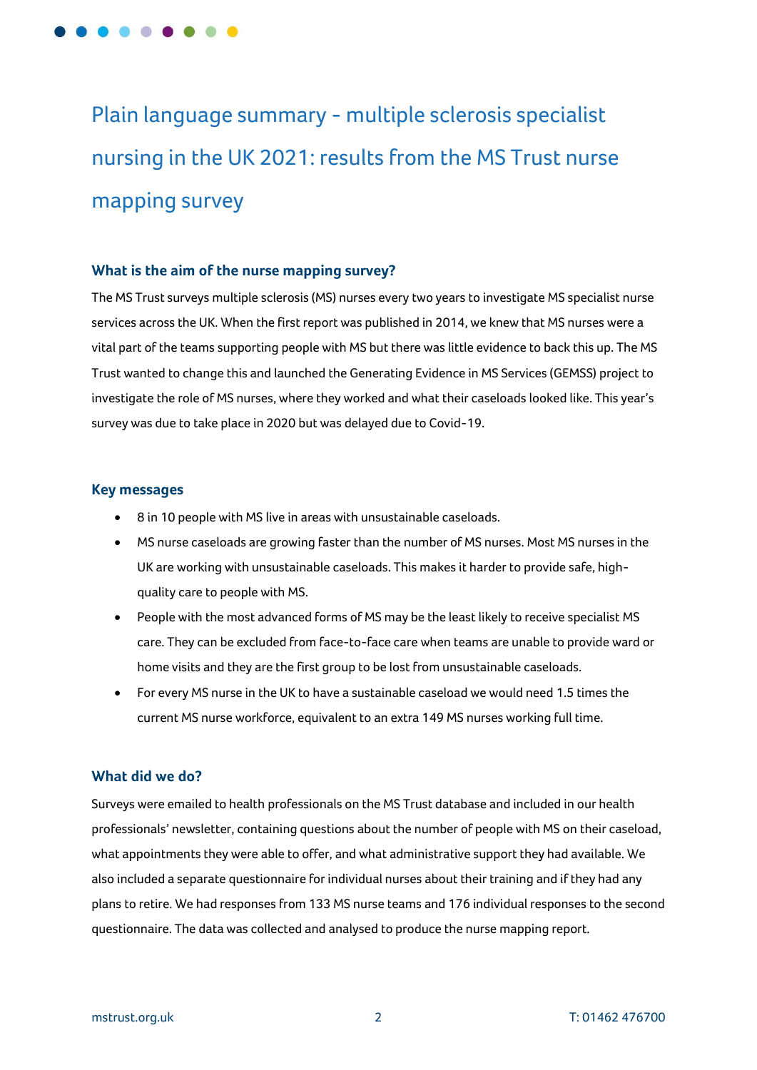# Plain language summary - multiple sclerosis specialist nursing in the UK 2021: results from the MS Trust nurse mapping survey

### What is the aim of the nurse mapping survey?

The MS Trust surveys multiple sclerosis (MS) nurses every two years to investigate MS specialist nurse services across the UK. When the first report was published in 2014, we knew that MS nurses were a vital part of the teams supporting people with MS but there was little evidence to back this up. The MS Trust wanted to change this and launched the Generating Evidence in MS Services (GEMSS) project to investigate the role of MS nurses, where they worked and what their caseloads looked like. This year's survey was due to take place in 2020 but was delayed due to Covid-19.

### Key messages

- 8 in 10 people with MS live in areas with unsustainable caseloads.
- MS nurse caseloads are growing faster than the number of MS nurses. Most MS nurses in the UK are working with unsustainable caseloads. This makes it harder to provide safe, high-quality care to people with MS.
- People with the most advanced forms of MS may be the least likely to receive specialist MS care. They can be excluded from face-to-face care when teams are unable to provide ward or home visits and they are the first group to be lost from unsustainable caseloads.
- For every MS nurse in the UK to have a sustainable caseload we would need 1.5 times the current MS nurse workforce, equivalent to an extra 149 MS nurses working full time.

### What did we do?

Surveys were emailed to health professionals on the MS Trust database and included in our health professionals' newsletter, containing questions about the number of people with MS on their caseload, what appointments they were able to offer, and what administrative support they had available. We also included a separate questionnaire for individual nurses about their training and if they had any plans to retire. We had responses from 133 MS nurse teams and 176 individual responses to the second questionnaire. The data was collected and analysed to produce the nurse mapping report.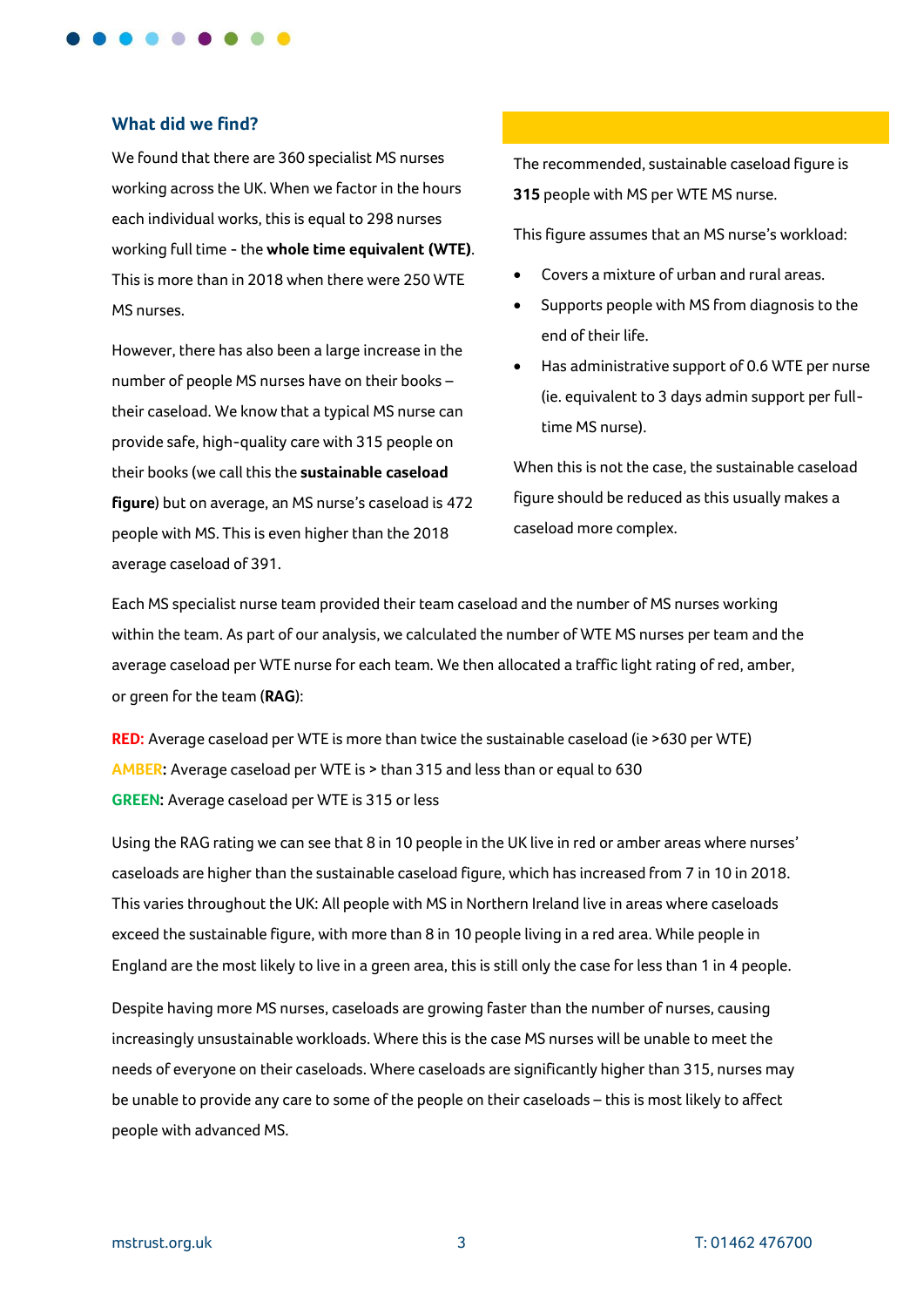## What did we find?

We found that there are 360 specialist MS nurses working across the UK. When we factor in the hours each individual works, this is equal to 298 nurses working full time - the **whole time equivalent (WTE)**. This is more than in 2018 when there were 250 WTE MS nurses.

However, there has also been a large increase in the number of people MS nurses have on their books – their caseload. We know that a typical MS nurse can provide safe, high-quality care with 315 people on their books (we call this the **sustainable caseload figure**) but on average, an MS nurse's caseload is 472 people with MS. This is even higher than the 2018 average caseload of 391.

The recommended, sustainable caseload figure is **315** people with MS per WTE MS nurse.

This figure assumes that an MS nurse's workload:

- Covers a mixture of urban and rural areas.
- Supports people with MS from diagnosis to the end of their life.
- Has administrative support of 0.6 WTE per nurse (ie. equivalent to 3 days admin support per full-time MS nurse).

When this is not the case, the sustainable caseload figure should be reduced as this usually makes a caseload more complex.

Each MS specialist nurse team provided their team caseload and the number of MS nurses working within the team. As part of our analysis, we calculated the number of WTE MS nurses per team and the average caseload per WTE nurse for each team. We then allocated a traffic light rating of red, amber, or green for the team (**RAG**):

**RED:** Average caseload per WTE is more than twice the sustainable caseload (ie >630 per WTE)
**AMBER:** Average caseload per WTE is > than 315 and less than or equal to 630
**GREEN:** Average caseload per WTE is 315 or less

Using the RAG rating we can see that 8 in 10 people in the UK live in red or amber areas where nurses' caseloads are higher than the sustainable caseload figure, which has increased from 7 in 10 in 2018. This varies throughout the UK: All people with MS in Northern Ireland live in areas where caseloads exceed the sustainable figure, with more than 8 in 10 people living in a red area. While people in England are the most likely to live in a green area, this is still only the case for less than 1 in 4 people.

Despite having more MS nurses, caseloads are growing faster than the number of nurses, causing increasingly unsustainable workloads. Where this is the case MS nurses will be unable to meet the needs of everyone on their caseloads. Where caseloads are significantly higher than 315, nurses may be unable to provide any care to some of the people on their caseloads – this is most likely to affect people with advanced MS.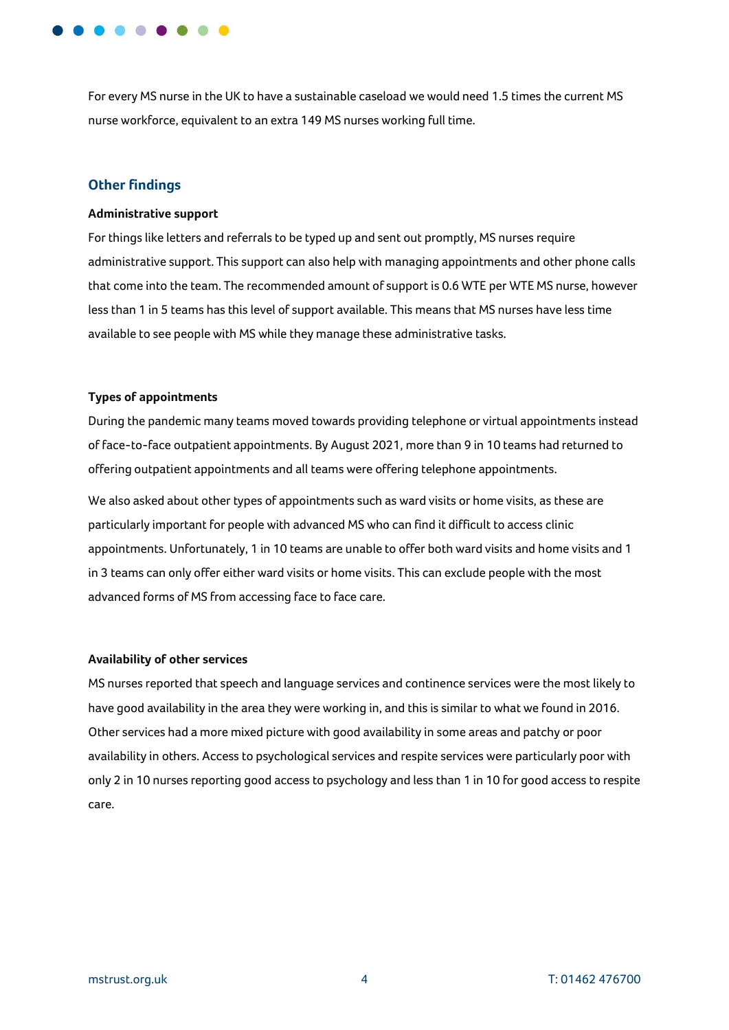For every MS nurse in the UK to have a sustainable caseload we would need 1.5 times the current MS nurse workforce, equivalent to an extra 149 MS nurses working full time.

## Other findings

**Administrative support**

For things like letters and referrals to be typed up and sent out promptly, MS nurses require administrative support. This support can also help with managing appointments and other phone calls that come into the team. The recommended amount of support is 0.6 WTE per WTE MS nurse, however less than 1 in 5 teams has this level of support available. This means that MS nurses have less time available to see people with MS while they manage these administrative tasks.

**Types of appointments**

During the pandemic many teams moved towards providing telephone or virtual appointments instead of face-to-face outpatient appointments. By August 2021, more than 9 in 10 teams had returned to offering outpatient appointments and all teams were offering telephone appointments.

We also asked about other types of appointments such as ward visits or home visits, as these are particularly important for people with advanced MS who can find it difficult to access clinic appointments. Unfortunately, 1 in 10 teams are unable to offer both ward visits and home visits and 1 in 3 teams can only offer either ward visits or home visits. This can exclude people with the most advanced forms of MS from accessing face to face care.

**Availability of other services**

MS nurses reported that speech and language services and continence services were the most likely to have good availability in the area they were working in, and this is similar to what we found in 2016. Other services had a more mixed picture with good availability in some areas and patchy or poor availability in others. Access to psychological services and respite services were particularly poor with only 2 in 10 nurses reporting good access to psychology and less than 1 in 10 for good access to respite care.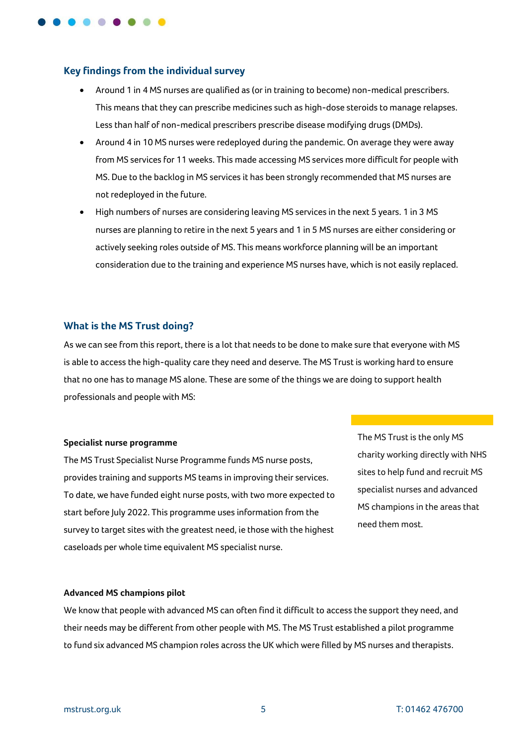## Key findings from the individual survey

- Around 1 in 4 MS nurses are qualified as (or in training to become) non-medical prescribers. This means that they can prescribe medicines such as high-dose steroids to manage relapses. Less than half of non-medical prescribers prescribe disease modifying drugs (DMDs).
- Around 4 in 10 MS nurses were redeployed during the pandemic. On average they were away from MS services for 11 weeks. This made accessing MS services more difficult for people with MS. Due to the backlog in MS services it has been strongly recommended that MS nurses are not redeployed in the future.
- High numbers of nurses are considering leaving MS services in the next 5 years. 1 in 3 MS nurses are planning to retire in the next 5 years and 1 in 5 MS nurses are either considering or actively seeking roles outside of MS. This means workforce planning will be an important consideration due to the training and experience MS nurses have, which is not easily replaced.

## What is the MS Trust doing?

As we can see from this report, there is a lot that needs to be done to make sure that everyone with MS is able to access the high-quality care they need and deserve. The MS Trust is working hard to ensure that no one has to manage MS alone. These are some of the things we are doing to support health professionals and people with MS:

**Specialist nurse programme**

The MS Trust Specialist Nurse Programme funds MS nurse posts, provides training and supports MS teams in improving their services. To date, we have funded eight nurse posts, with two more expected to start before July 2022. This programme uses information from the survey to target sites with the greatest need, ie those with the highest caseloads per whole time equivalent MS specialist nurse.

The MS Trust is the only MS charity working directly with NHS sites to help fund and recruit MS specialist nurses and advanced MS champions in the areas that need them most.

**Advanced MS champions pilot**

We know that people with advanced MS can often find it difficult to access the support they need, and their needs may be different from other people with MS. The MS Trust established a pilot programme to fund six advanced MS champion roles across the UK which were filled by MS nurses and therapists.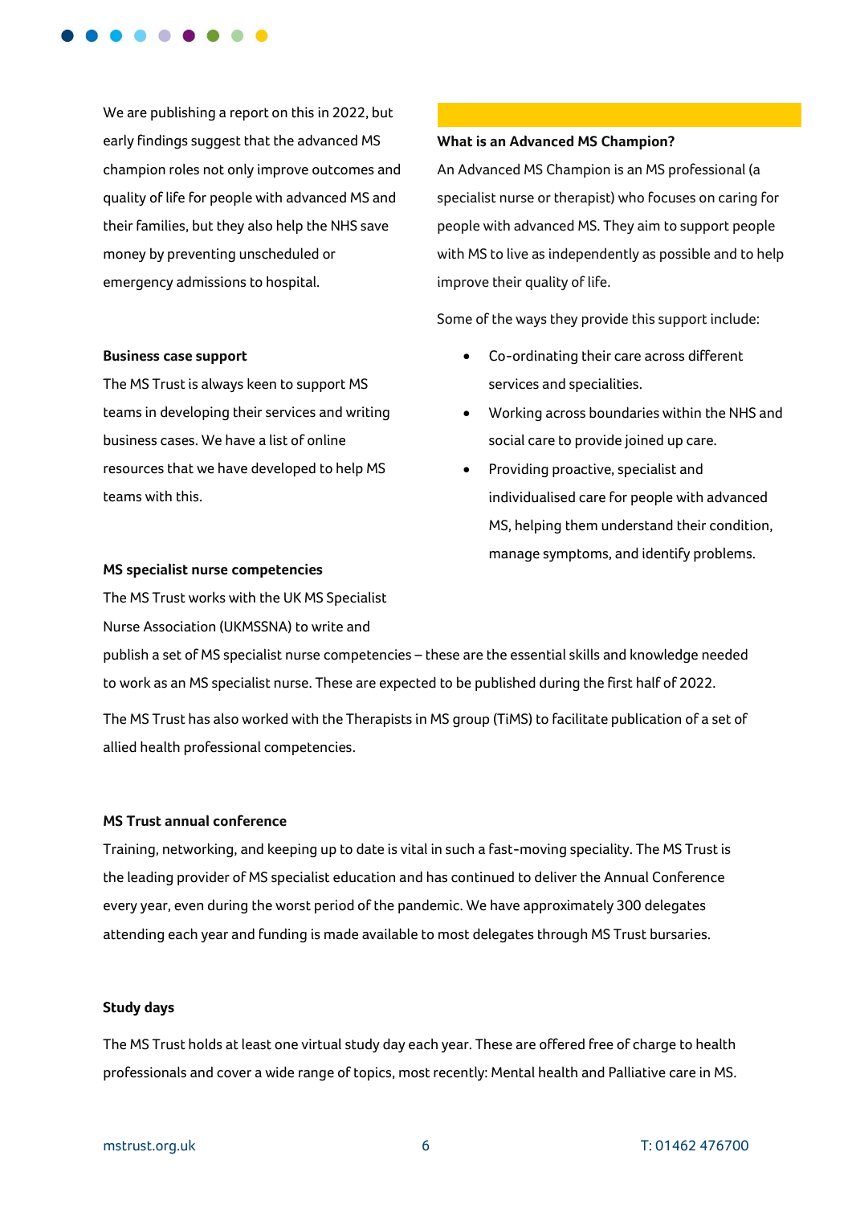We are publishing a report on this in 2022, but early findings suggest that the advanced MS champion roles not only improve outcomes and quality of life for people with advanced MS and their families, but they also help the NHS save money by preventing unscheduled or emergency admissions to hospital.

**What is an Advanced MS Champion?**

An Advanced MS Champion is an MS professional (a specialist nurse or therapist) who focuses on caring for people with advanced MS. They aim to support people with MS to live as independently as possible and to help improve their quality of life.

Some of the ways they provide this support include:

- Co-ordinating their care across different services and specialities.
- Working across boundaries within the NHS and social care to provide joined up care.
- Providing proactive, specialist and individualised care for people with advanced MS, helping them understand their condition, manage symptoms, and identify problems.

**Business case support**

The MS Trust is always keen to support MS teams in developing their services and writing business cases. We have a list of online resources that we have developed to help MS teams with this.

**MS specialist nurse competencies**

The MS Trust works with the UK MS Specialist Nurse Association (UKMSSNA) to write and publish a set of MS specialist nurse competencies – these are the essential skills and knowledge needed to work as an MS specialist nurse. These are expected to be published during the first half of 2022.

The MS Trust has also worked with the Therapists in MS group (TiMS) to facilitate publication of a set of allied health professional competencies.

**MS Trust annual conference**

Training, networking, and keeping up to date is vital in such a fast-moving speciality. The MS Trust is the leading provider of MS specialist education and has continued to deliver the Annual Conference every year, even during the worst period of the pandemic. We have approximately 300 delegates attending each year and funding is made available to most delegates through MS Trust bursaries.

**Study days**

The MS Trust holds at least one virtual study day each year. These are offered free of charge to health professionals and cover a wide range of topics, most recently: Mental health and Palliative care in MS.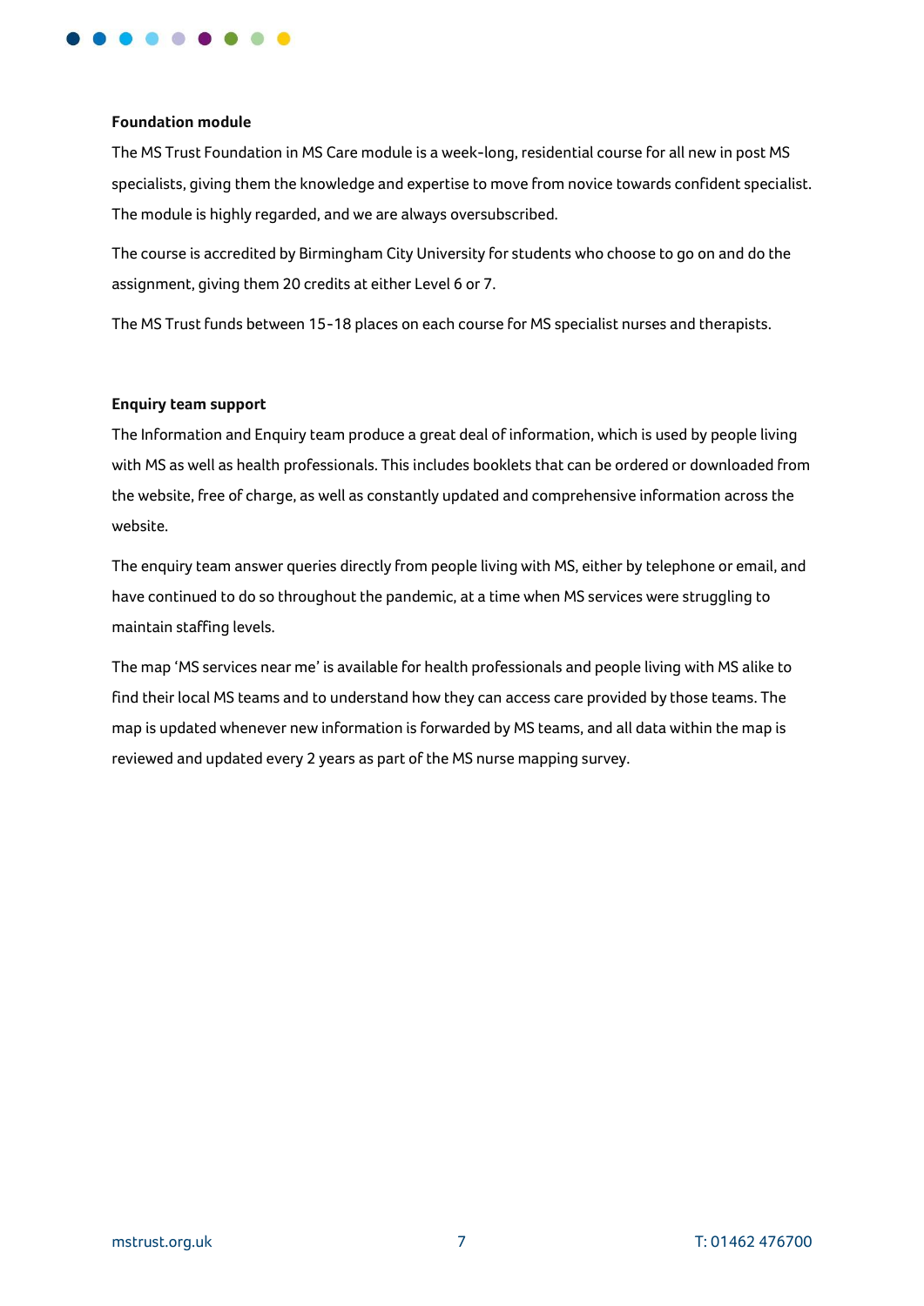**Foundation module**

The MS Trust Foundation in MS Care module is a week-long, residential course for all new in post MS specialists, giving them the knowledge and expertise to move from novice towards confident specialist. The module is highly regarded, and we are always oversubscribed.

The course is accredited by Birmingham City University for students who choose to go on and do the assignment, giving them 20 credits at either Level 6 or 7.

The MS Trust funds between 15-18 places on each course for MS specialist nurses and therapists.

**Enquiry team support**

The Information and Enquiry team produce a great deal of information, which is used by people living with MS as well as health professionals. This includes booklets that can be ordered or downloaded from the website, free of charge, as well as constantly updated and comprehensive information across the website.

The enquiry team answer queries directly from people living with MS, either by telephone or email, and have continued to do so throughout the pandemic, at a time when MS services were struggling to maintain staffing levels.

The map 'MS services near me' is available for health professionals and people living with MS alike to find their local MS teams and to understand how they can access care provided by those teams. The map is updated whenever new information is forwarded by MS teams, and all data within the map is reviewed and updated every 2 years as part of the MS nurse mapping survey.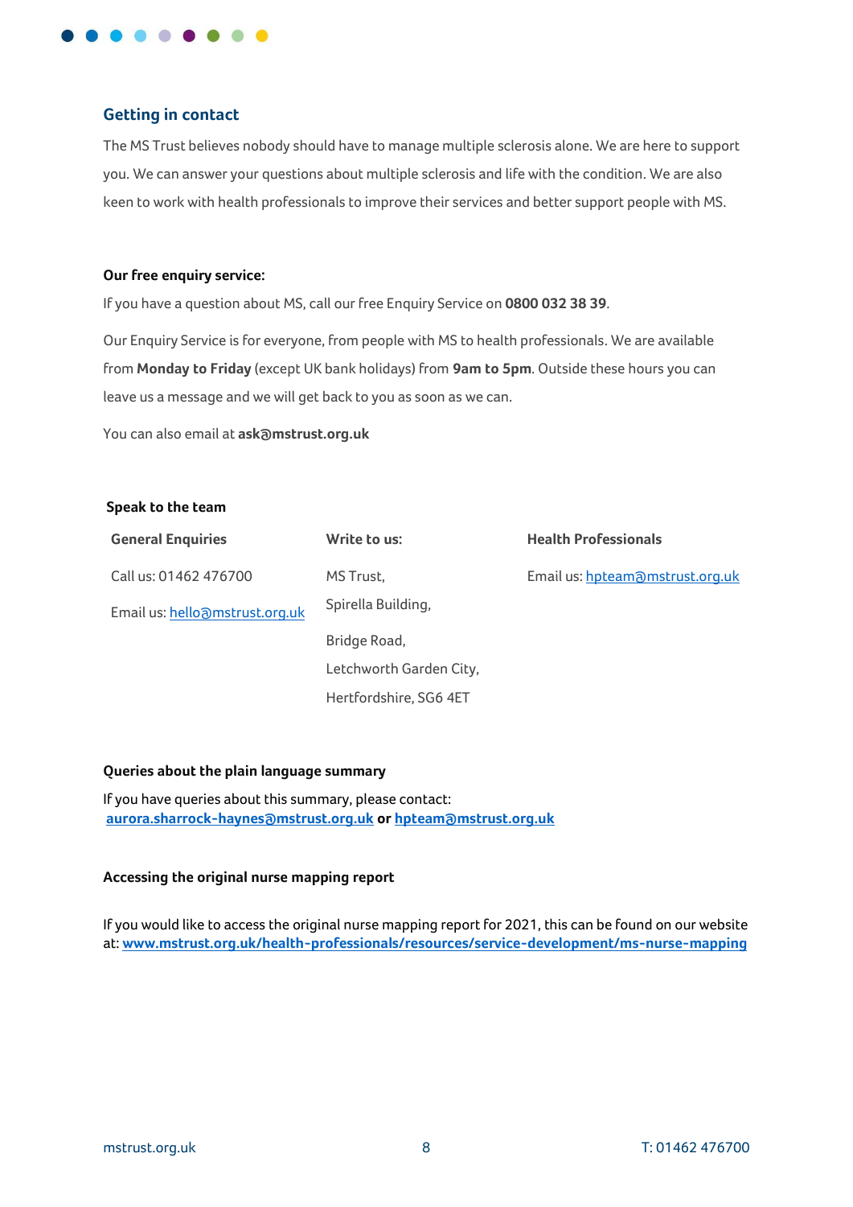## Getting in contact

The MS Trust believes nobody should have to manage multiple sclerosis alone. We are here to support you. We can answer your questions about multiple sclerosis and life with the condition. We are also keen to work with health professionals to improve their services and better support people with MS.

**Our free enquiry service:**

If you have a question about MS, call our free Enquiry Service on **0800 032 38 39**.

Our Enquiry Service is for everyone, from people with MS to health professionals. We are available from **Monday to Friday** (except UK bank holidays) from **9am to 5pm**. Outside these hours you can leave us a message and we will get back to you as soon as we can.

You can also email at **ask@mstrust.org.uk**

**Speak to the team**

| General Enquiries | Write to us: | Health Professionals |
|---|---|---|
| Call us: 01462 476700<br><br>Email us: hello@mstrust.org.uk | MS Trust,<br>Spirella Building,<br>Bridge Road,<br>Letchworth Garden City,<br>Hertfordshire, SG6 4ET | Email us: hpteam@mstrust.org.uk |

**Queries about the plain language summary**

If you have queries about this summary, please contact:
**aurora.sharrock-haynes@mstrust.org.uk** **or** **hpteam@mstrust.org.uk**

**Accessing the original nurse mapping report**

If you would like to access the original nurse mapping report for 2021, this can be found on our website at: **www.mstrust.org.uk/health-professionals/resources/service-development/ms-nurse-mapping**